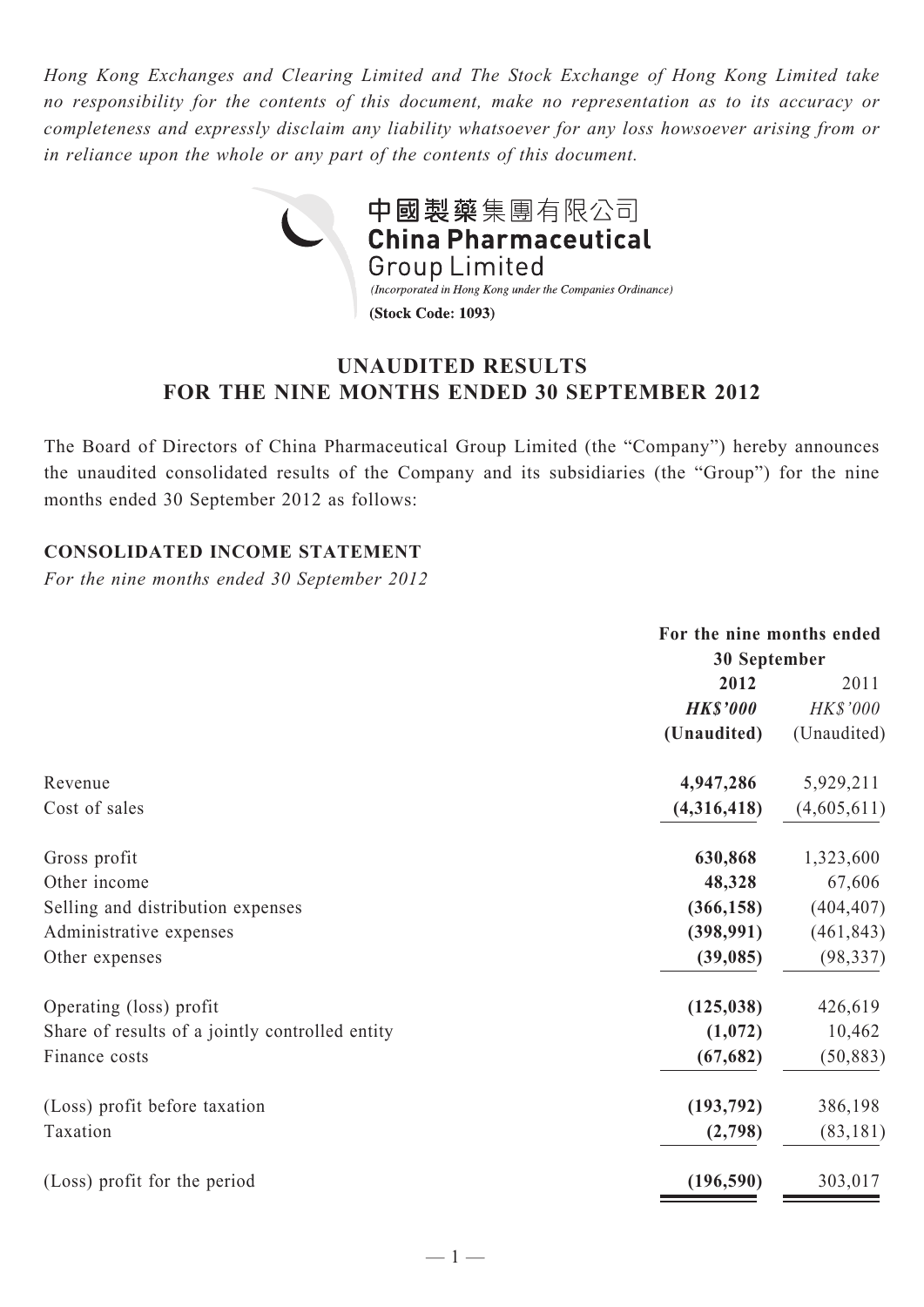*Hong Kong Exchanges and Clearing Limited and The Stock Exchange of Hong Kong Limited take no responsibility for the contents of this document, make no representation as to its accuracy or completeness and expressly disclaim any liability whatsoever for any loss howsoever arising from or in reliance upon the whole or any part of the contents of this document.*

**中國製藥集團有限公司**
**China Pharmaceutical Group Limited**
*(Incorporated in Hong Kong under the Companies Ordinance)*
**(Stock Code: 1093)**

# UNAUDITED RESULTS FOR THE NINE MONTHS ENDED 30 SEPTEMBER 2012

The Board of Directors of China Pharmaceutical Group Limited (the "Company") hereby announces the unaudited consolidated results of the Company and its subsidiaries (the "Group") for the nine months ended 30 September 2012 as follows:

## CONSOLIDATED INCOME STATEMENT

*For the nine months ended 30 September 2012*

| | For the nine months ended 30 September | |
|---|---|---|
| | **2012** | 2011 |
| | ***HK$'000*** | *HK$'000* |
| | **(Unaudited)** | (Unaudited) |
| Revenue | **4,947,286** | 5,929,211 |
| Cost of sales | **(4,316,418)** | (4,605,611) |
| Gross profit | **630,868** | 1,323,600 |
| Other income | **48,328** | 67,606 |
| Selling and distribution expenses | **(366,158)** | (404,407) |
| Administrative expenses | **(398,991)** | (461,843) |
| Other expenses | **(39,085)** | (98,337) |
| Operating (loss) profit | **(125,038)** | 426,619 |
| Share of results of a jointly controlled entity | **(1,072)** | 10,462 |
| Finance costs | **(67,682)** | (50,883) |
| (Loss) profit before taxation | **(193,792)** | 386,198 |
| Taxation | **(2,798)** | (83,181) |
| (Loss) profit for the period | **(196,590)** | 303,017 |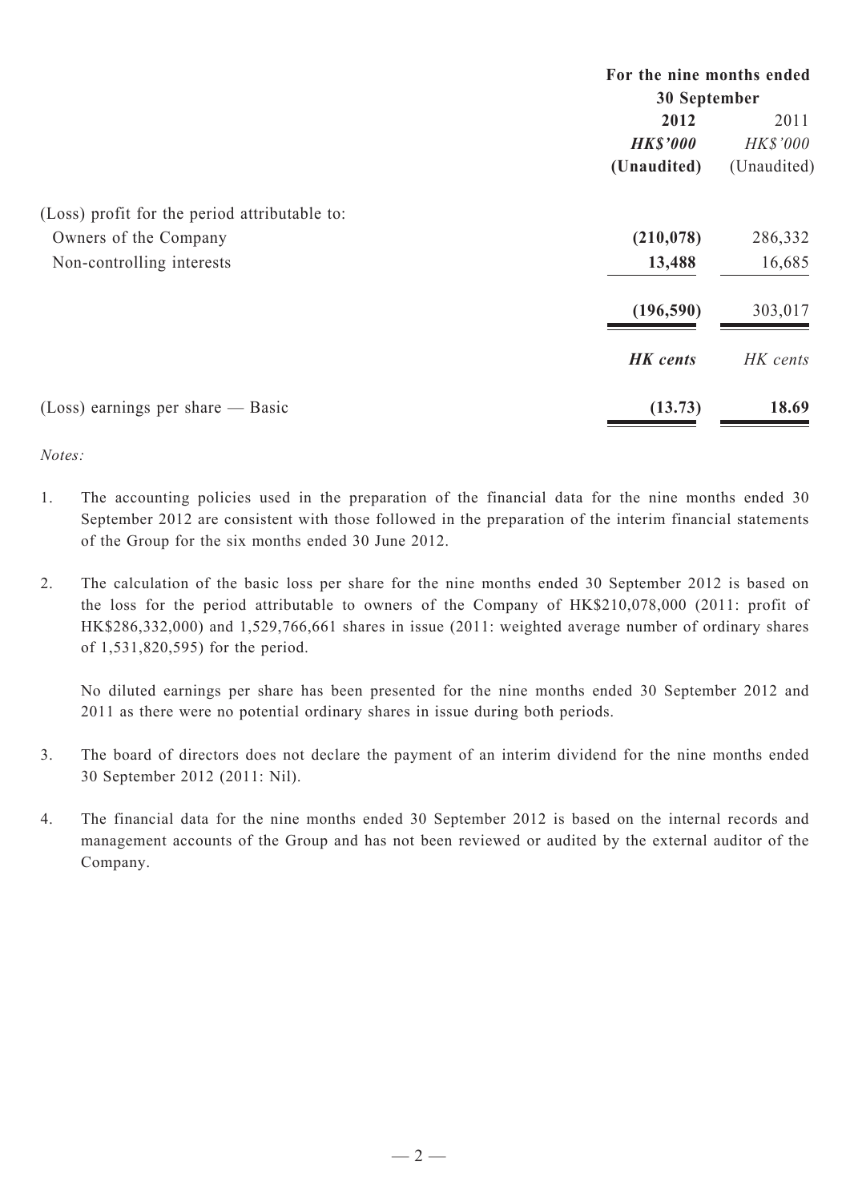| | For the nine months ended 30 September | |
|---|---|---|
| | **2012** | 2011 |
| | ***HK$'000*** | *HK$'000* |
| | **(Unaudited)** | (Unaudited) |
| (Loss) profit for the period attributable to: | | |
| Owners of the Company | **(210,078)** | 286,332 |
| Non-controlling interests | **13,488** | 16,685 |
| | **(196,590)** | 303,017 |
| | ***HK cents*** | *HK cents* |
| (Loss) earnings per share — Basic | **(13.73)** | **18.69** |

*Notes:*

1. The accounting policies used in the preparation of the financial data for the nine months ended 30 September 2012 are consistent with those followed in the preparation of the interim financial statements of the Group for the six months ended 30 June 2012.

2. The calculation of the basic loss per share for the nine months ended 30 September 2012 is based on the loss for the period attributable to owners of the Company of HK$210,078,000 (2011: profit of HK$286,332,000) and 1,529,766,661 shares in issue (2011: weighted average number of ordinary shares of 1,531,820,595) for the period.

   No diluted earnings per share has been presented for the nine months ended 30 September 2012 and 2011 as there were no potential ordinary shares in issue during both periods.

3. The board of directors does not declare the payment of an interim dividend for the nine months ended 30 September 2012 (2011: Nil).

4. The financial data for the nine months ended 30 September 2012 is based on the internal records and management accounts of the Group and has not been reviewed or audited by the external auditor of the Company.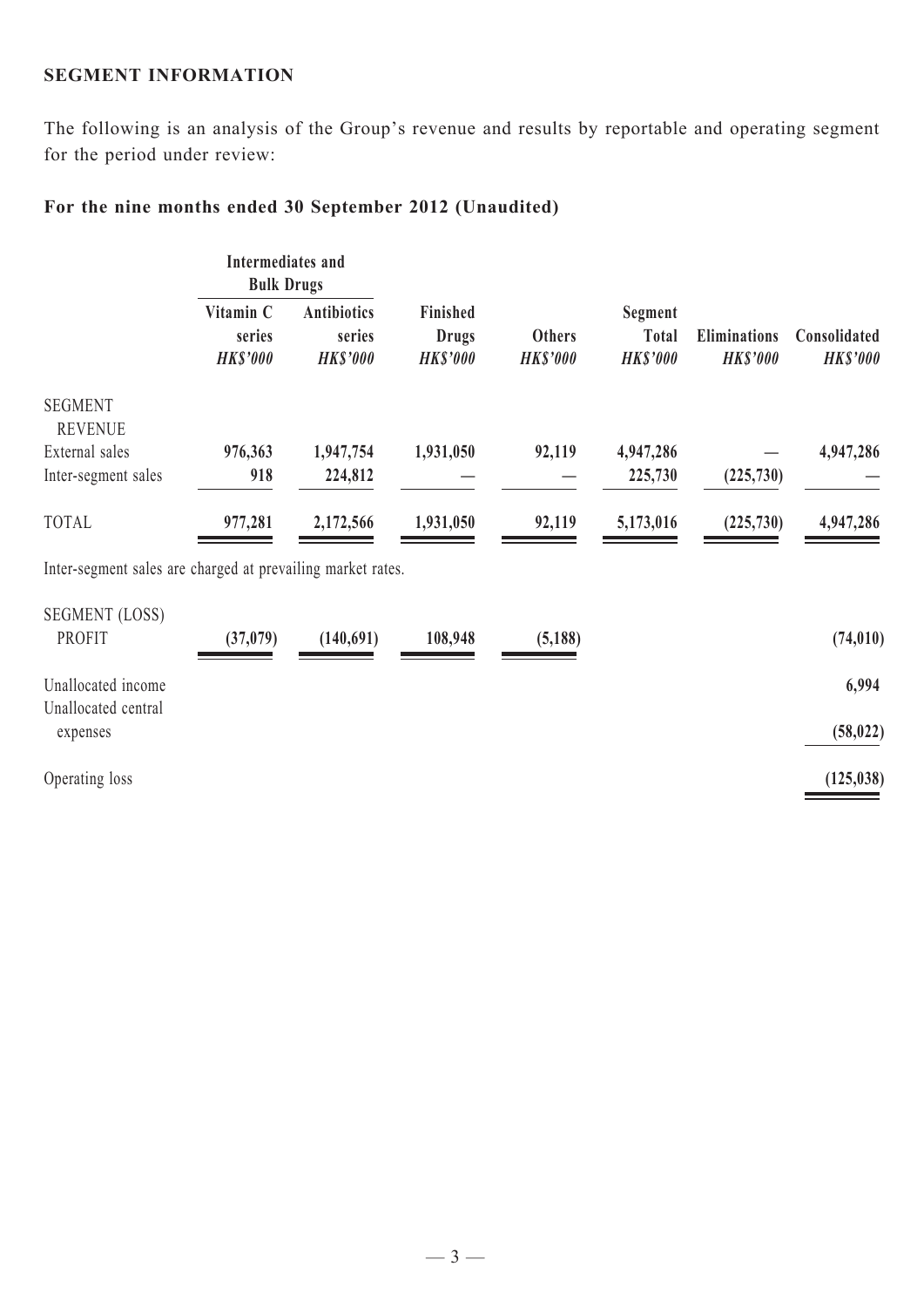### SEGMENT INFORMATION

The following is an analysis of the Group's revenue and results by reportable and operating segment for the period under review:

**For the nine months ended 30 September 2012 (Unaudited)**

| | Intermediates and Bulk Drugs | | | | | | |
|---|---|---|---|---|---|---|---|
| | **Vitamin C series** *HK$'000* | **Antibiotics series** *HK$'000* | **Finished Drugs** *HK$'000* | **Others** *HK$'000* | **Segment Total** *HK$'000* | **Eliminations** *HK$'000* | **Consolidated** *HK$'000* |
| SEGMENT REVENUE | | | | | | | |
| External sales | **976,363** | **1,947,754** | **1,931,050** | **92,119** | **4,947,286** | **—** | **4,947,286** |
| Inter-segment sales | **918** | **224,812** | **—** | **—** | **225,730** | **(225,730)** | **—** |
| TOTAL | **977,281** | **2,172,566** | **1,931,050** | **92,119** | **5,173,016** | **(225,730)** | **4,947,286** |

Inter-segment sales are charged at prevailing market rates.

| | | | | | | | |
|---|---|---|---|---|---|---|---|
| SEGMENT (LOSS) PROFIT | **(37,079)** | **(140,691)** | **108,948** | **(5,188)** | | | **(74,010)** |
| Unallocated income | | | | | | | **6,994** |
| Unallocated central expenses | | | | | | | **(58,022)** |
| Operating loss | | | | | | | **(125,038)** |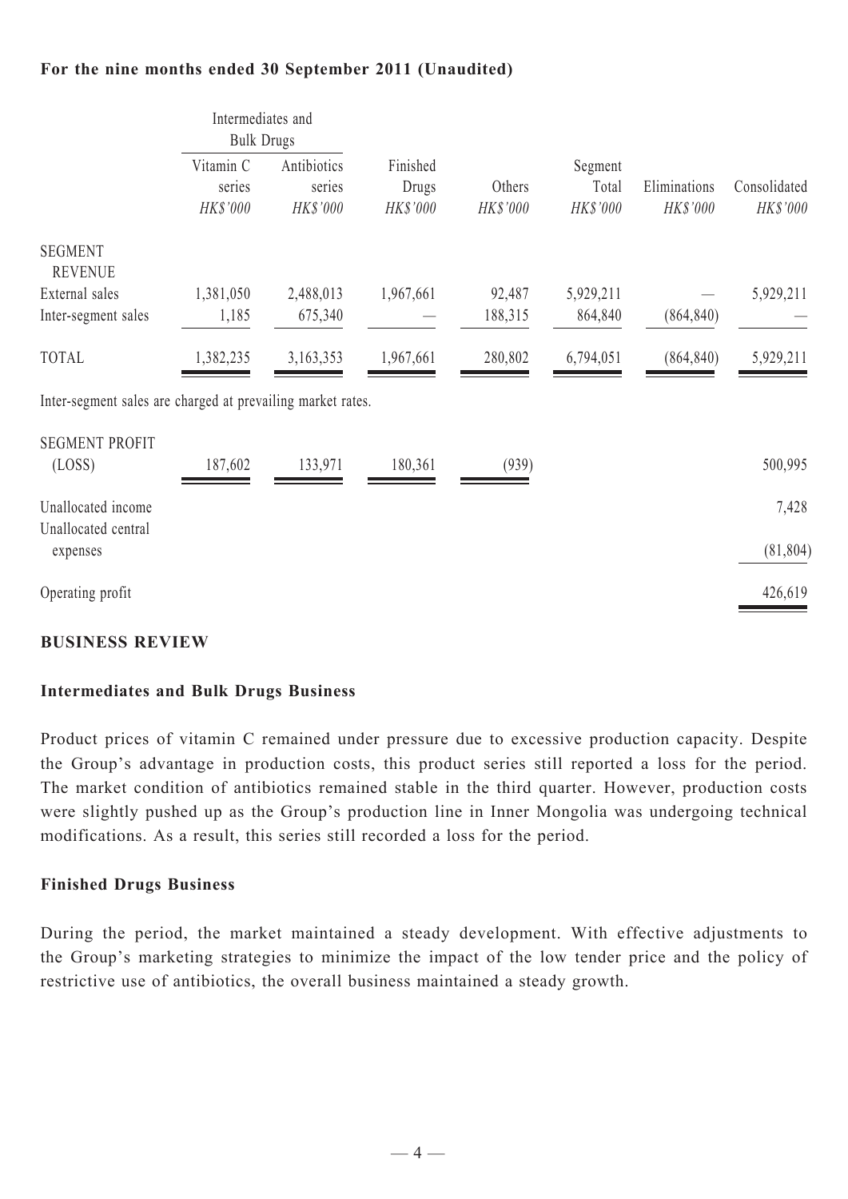**For the nine months ended 30 September 2011 (Unaudited)**

| | Intermediates and Bulk Drugs | | | | | | |
|---|---|---|---|---|---|---|---|
| | Vitamin C series *HK$'000* | Antibiotics series *HK$'000* | Finished Drugs *HK$'000* | Others *HK$'000* | Segment Total *HK$'000* | Eliminations *HK$'000* | Consolidated *HK$'000* |
| SEGMENT REVENUE | | | | | | | |
| External sales | 1,381,050 | 2,488,013 | 1,967,661 | 92,487 | 5,929,211 | — | 5,929,211 |
| Inter-segment sales | 1,185 | 675,340 | — | 188,315 | 864,840 | (864,840) | — |
| TOTAL | 1,382,235 | 3,163,353 | 1,967,661 | 280,802 | 6,794,051 | (864,840) | 5,929,211 |

Inter-segment sales are charged at prevailing market rates.

| | Vitamin C series | Antibiotics series | Finished Drugs | Others | | | Consolidated |
|---|---|---|---|---|---|---|---|
| SEGMENT PROFIT (LOSS) | 187,602 | 133,971 | 180,361 | (939) | | | 500,995 |
| Unallocated income | | | | | | | 7,428 |
| Unallocated central expenses | | | | | | | (81,804) |
| Operating profit | | | | | | | 426,619 |

## BUSINESS REVIEW

### Intermediates and Bulk Drugs Business

Product prices of vitamin C remained under pressure due to excessive production capacity. Despite the Group's advantage in production costs, this product series still reported a loss for the period. The market condition of antibiotics remained stable in the third quarter. However, production costs were slightly pushed up as the Group's production line in Inner Mongolia was undergoing technical modifications. As a result, this series still recorded a loss for the period.

### Finished Drugs Business

During the period, the market maintained a steady development. With effective adjustments to the Group's marketing strategies to minimize the impact of the low tender price and the policy of restrictive use of antibiotics, the overall business maintained a steady growth.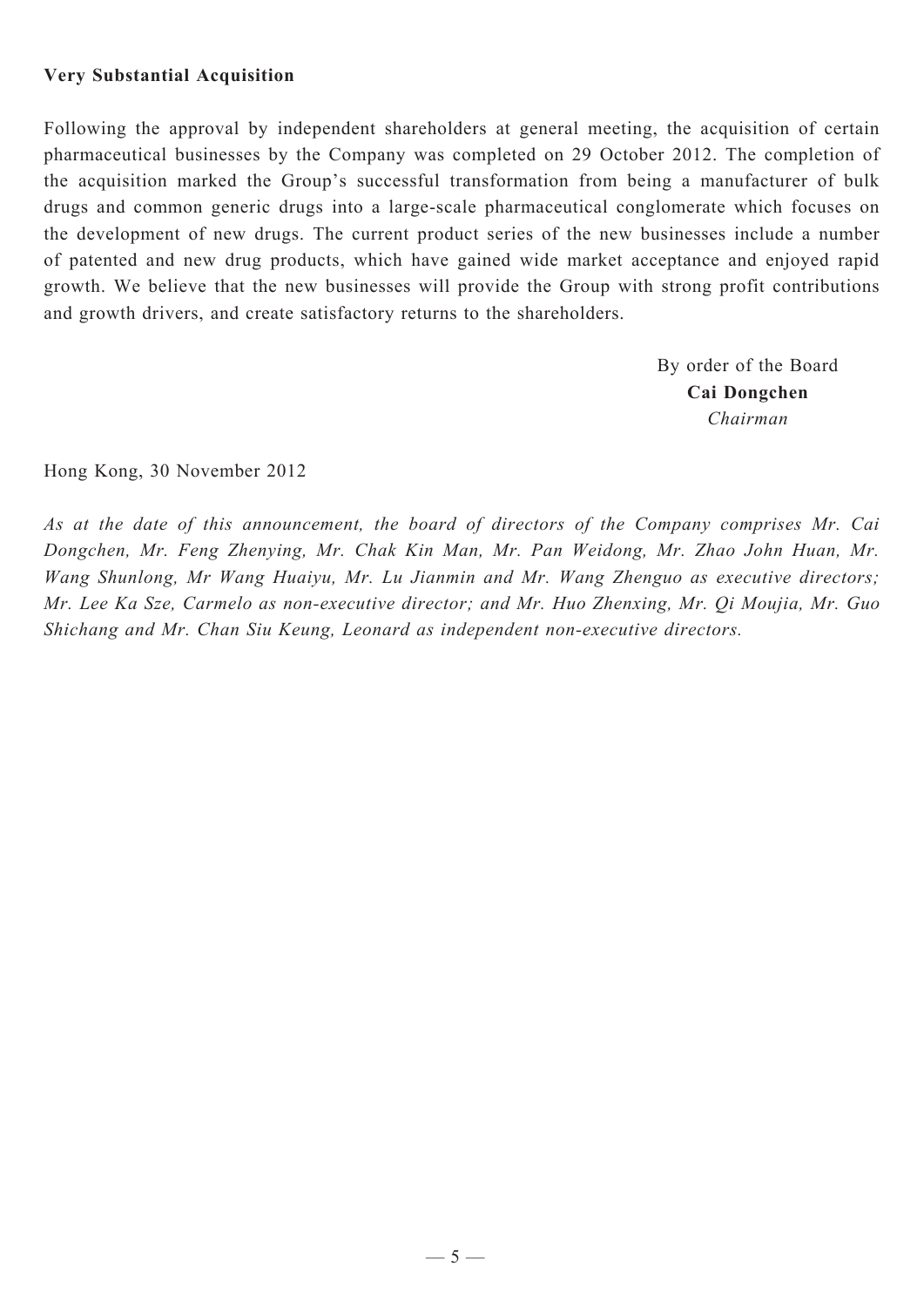**Very Substantial Acquisition**

Following the approval by independent shareholders at general meeting, the acquisition of certain pharmaceutical businesses by the Company was completed on 29 October 2012. The completion of the acquisition marked the Group's successful transformation from being a manufacturer of bulk drugs and common generic drugs into a large-scale pharmaceutical conglomerate which focuses on the development of new drugs. The current product series of the new businesses include a number of patented and new drug products, which have gained wide market acceptance and enjoyed rapid growth. We believe that the new businesses will provide the Group with strong profit contributions and growth drivers, and create satisfactory returns to the shareholders.

By order of the Board
**Cai Dongchen**
*Chairman*

Hong Kong, 30 November 2012

*As at the date of this announcement, the board of directors of the Company comprises Mr. Cai Dongchen, Mr. Feng Zhenying, Mr. Chak Kin Man, Mr. Pan Weidong, Mr. Zhao John Huan, Mr. Wang Shunlong, Mr Wang Huaiyu, Mr. Lu Jianmin and Mr. Wang Zhenguo as executive directors; Mr. Lee Ka Sze, Carmelo as non-executive director; and Mr. Huo Zhenxing, Mr. Qi Moujia, Mr. Guo Shichang and Mr. Chan Siu Keung, Leonard as independent non-executive directors.*